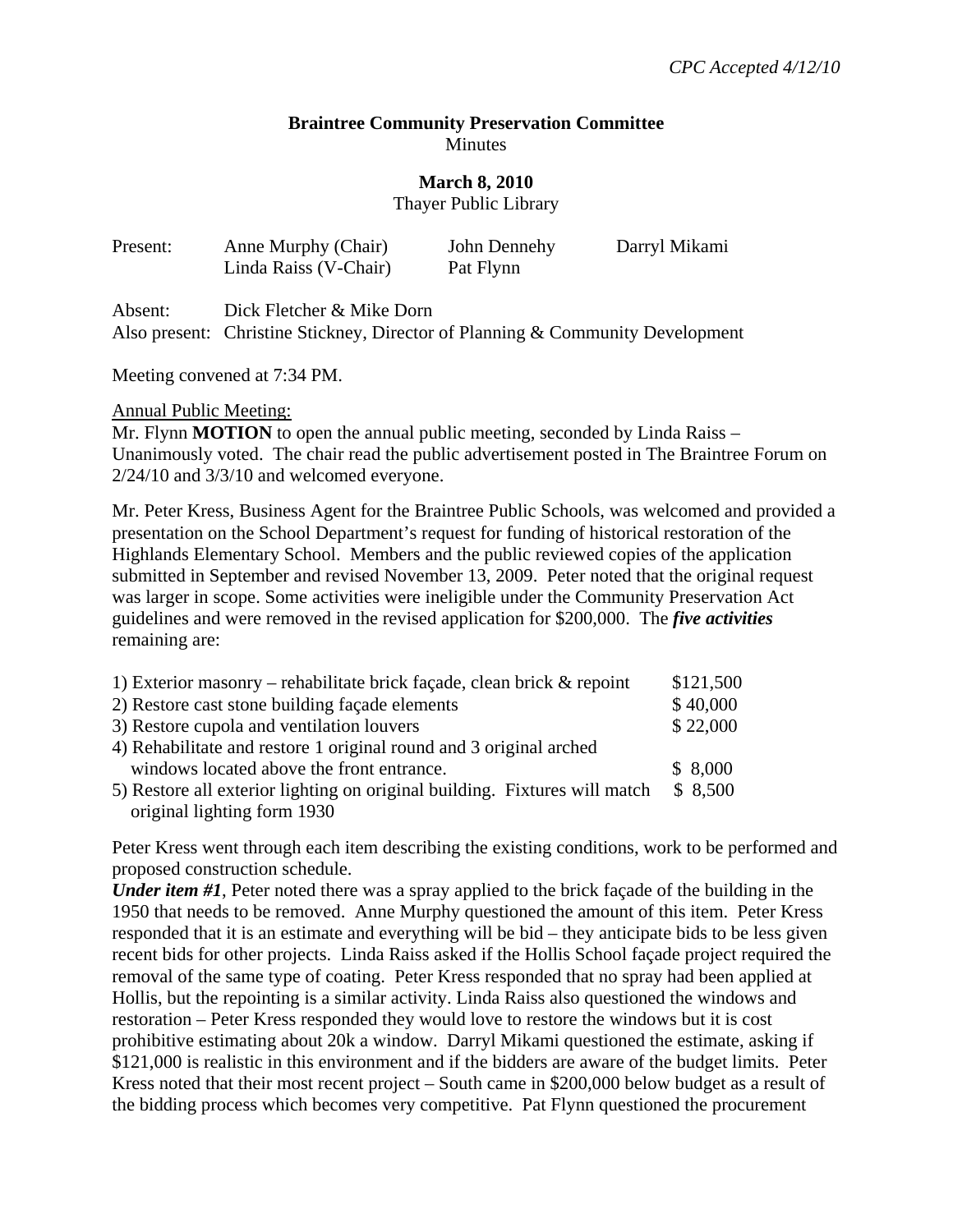*CPC Accepted 4/12/10*

**Braintree Community Preservation Committee**
Minutes

**March 8, 2010**
Thayer Public Library

| Present: | Anne Murphy (Chair) | John Dennehy | Darryl Mikami |
|---|---|---|---|
| | Linda Raiss (V-Chair) | Pat Flynn | |

Absent: Dick Fletcher & Mike Dorn
Also present: Christine Stickney, Director of Planning & Community Development

Meeting convened at 7:34 PM.

Annual Public Meeting:

Mr. Flynn **MOTION** to open the annual public meeting, seconded by Linda Raiss – Unanimously voted. The chair read the public advertisement posted in The Braintree Forum on 2/24/10 and 3/3/10 and welcomed everyone.

Mr. Peter Kress, Business Agent for the Braintree Public Schools, was welcomed and provided a presentation on the School Department's request for funding of historical restoration of the Highlands Elementary School. Members and the public reviewed copies of the application submitted in September and revised November 13, 2009. Peter noted that the original request was larger in scope. Some activities were ineligible under the Community Preservation Act guidelines and were removed in the revised application for $200,000. The ***five activities*** remaining are:

| Activity | Amount |
|---|---|
| 1) Exterior masonry – rehabilitate brick façade, clean brick & repoint | $121,500 |
| 2) Restore cast stone building façade elements | $ 40,000 |
| 3) Restore cupola and ventilation louvers | $ 22,000 |
| 4) Rehabilitate and restore 1 original round and 3 original arched windows located above the front entrance. | $ 8,000 |
| 5) Restore all exterior lighting on original building. Fixtures will match original lighting form 1930 | $ 8,500 |

Peter Kress went through each item describing the existing conditions, work to be performed and proposed construction schedule.

***Under item #1***, Peter noted there was a spray applied to the brick façade of the building in the 1950 that needs to be removed. Anne Murphy questioned the amount of this item. Peter Kress responded that it is an estimate and everything will be bid – they anticipate bids to be less given recent bids for other projects. Linda Raiss asked if the Hollis School façade project required the removal of the same type of coating. Peter Kress responded that no spray had been applied at Hollis, but the repointing is a similar activity. Linda Raiss also questioned the windows and restoration – Peter Kress responded they would love to restore the windows but it is cost prohibitive estimating about 20k a window. Darryl Mikami questioned the estimate, asking if $121,000 is realistic in this environment and if the bidders are aware of the budget limits. Peter Kress noted that their most recent project – South came in $200,000 below budget as a result of the bidding process which becomes very competitive. Pat Flynn questioned the procurement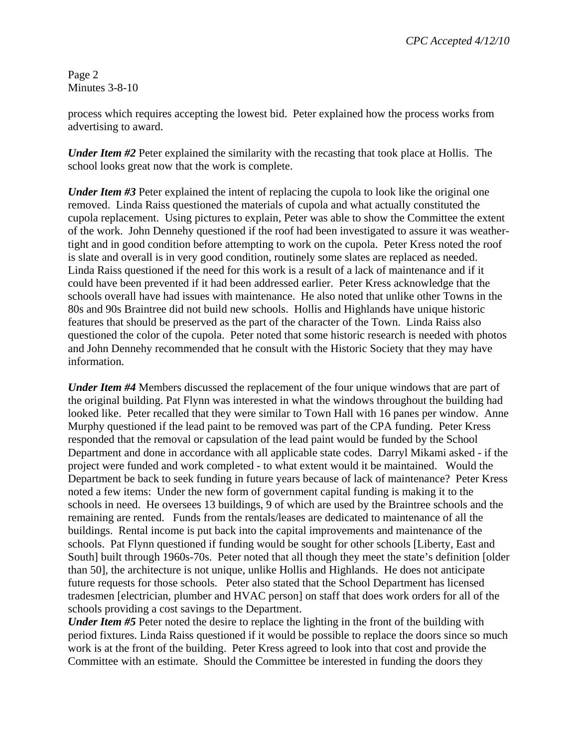process which requires accepting the lowest bid. Peter explained how the process works from advertising to award.

***Under Item #2*** Peter explained the similarity with the recasting that took place at Hollis. The school looks great now that the work is complete.

***Under Item #3*** Peter explained the intent of replacing the cupola to look like the original one removed. Linda Raiss questioned the materials of cupola and what actually constituted the cupola replacement. Using pictures to explain, Peter was able to show the Committee the extent of the work. John Dennehy questioned if the roof had been investigated to assure it was weather-tight and in good condition before attempting to work on the cupola. Peter Kress noted the roof is slate and overall is in very good condition, routinely some slates are replaced as needed. Linda Raiss questioned if the need for this work is a result of a lack of maintenance and if it could have been prevented if it had been addressed earlier. Peter Kress acknowledge that the schools overall have had issues with maintenance. He also noted that unlike other Towns in the 80s and 90s Braintree did not build new schools. Hollis and Highlands have unique historic features that should be preserved as the part of the character of the Town. Linda Raiss also questioned the color of the cupola. Peter noted that some historic research is needed with photos and John Dennehy recommended that he consult with the Historic Society that they may have information.

***Under Item #4*** Members discussed the replacement of the four unique windows that are part of the original building. Pat Flynn was interested in what the windows throughout the building had looked like. Peter recalled that they were similar to Town Hall with 16 panes per window. Anne Murphy questioned if the lead paint to be removed was part of the CPA funding. Peter Kress responded that the removal or capsulation of the lead paint would be funded by the School Department and done in accordance with all applicable state codes. Darryl Mikami asked - if the project were funded and work completed - to what extent would it be maintained. Would the Department be back to seek funding in future years because of lack of maintenance? Peter Kress noted a few items: Under the new form of government capital funding is making it to the schools in need. He oversees 13 buildings, 9 of which are used by the Braintree schools and the remaining are rented. Funds from the rentals/leases are dedicated to maintenance of all the buildings. Rental income is put back into the capital improvements and maintenance of the schools. Pat Flynn questioned if funding would be sought for other schools [Liberty, East and South] built through 1960s-70s. Peter noted that all though they meet the state's definition [older than 50], the architecture is not unique, unlike Hollis and Highlands. He does not anticipate future requests for those schools. Peter also stated that the School Department has licensed tradesmen [electrician, plumber and HVAC person] on staff that does work orders for all of the schools providing a cost savings to the Department.

***Under Item #5*** Peter noted the desire to replace the lighting in the front of the building with period fixtures. Linda Raiss questioned if it would be possible to replace the doors since so much work is at the front of the building. Peter Kress agreed to look into that cost and provide the Committee with an estimate. Should the Committee be interested in funding the doors they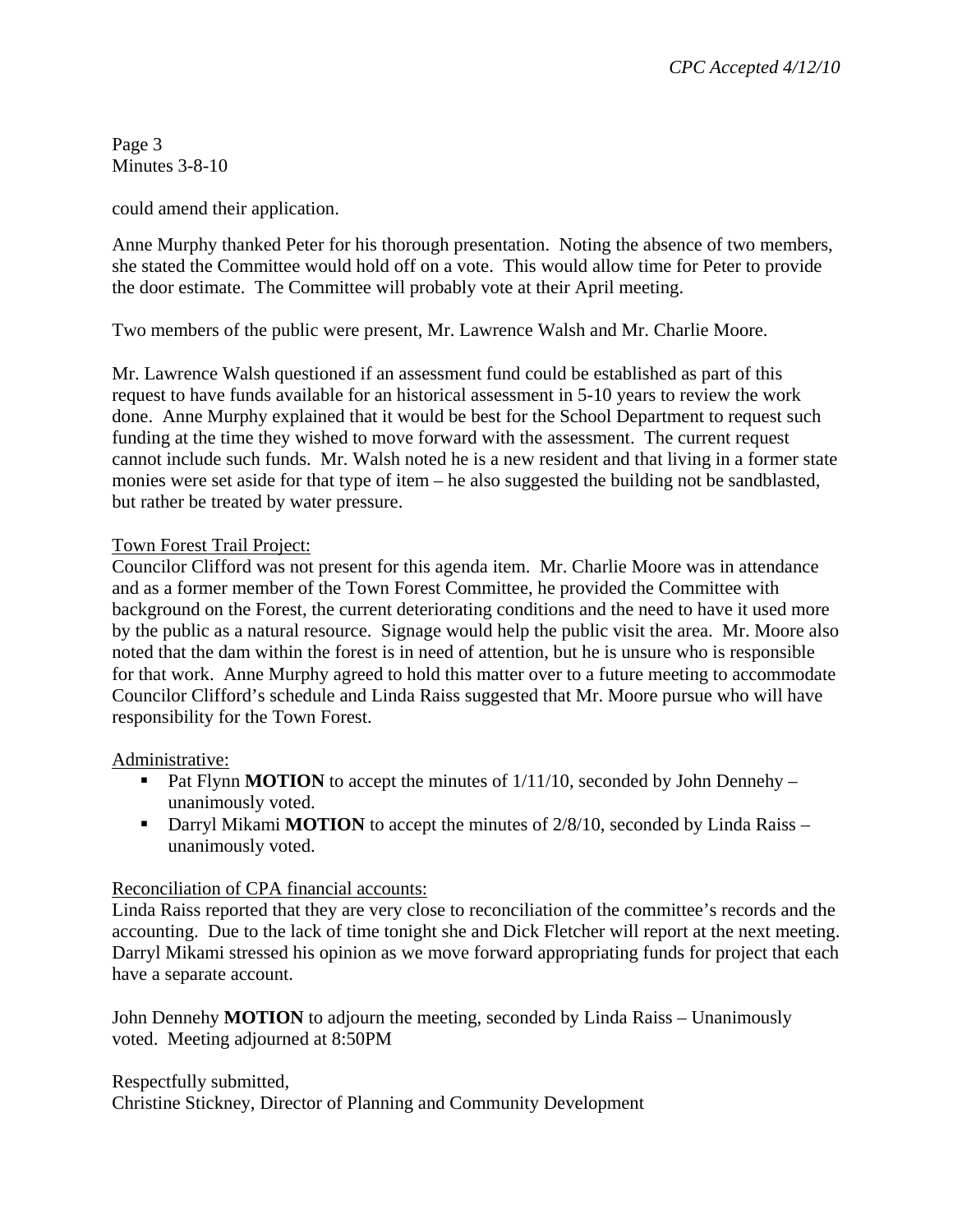could amend their application.

Anne Murphy thanked Peter for his thorough presentation. Noting the absence of two members, she stated the Committee would hold off on a vote. This would allow time for Peter to provide the door estimate. The Committee will probably vote at their April meeting.

Two members of the public were present, Mr. Lawrence Walsh and Mr. Charlie Moore.

Mr. Lawrence Walsh questioned if an assessment fund could be established as part of this request to have funds available for an historical assessment in 5-10 years to review the work done. Anne Murphy explained that it would be best for the School Department to request such funding at the time they wished to move forward with the assessment. The current request cannot include such funds. Mr. Walsh noted he is a new resident and that living in a former state monies were set aside for that type of item – he also suggested the building not be sandblasted, but rather be treated by water pressure.

Town Forest Trail Project:
Councilor Clifford was not present for this agenda item. Mr. Charlie Moore was in attendance and as a former member of the Town Forest Committee, he provided the Committee with background on the Forest, the current deteriorating conditions and the need to have it used more by the public as a natural resource. Signage would help the public visit the area. Mr. Moore also noted that the dam within the forest is in need of attention, but he is unsure who is responsible for that work. Anne Murphy agreed to hold this matter over to a future meeting to accommodate Councilor Clifford's schedule and Linda Raiss suggested that Mr. Moore pursue who will have responsibility for the Town Forest.

Administrative:

- Pat Flynn **MOTION** to accept the minutes of 1/11/10, seconded by John Dennehy – unanimously voted.
- Darryl Mikami **MOTION** to accept the minutes of 2/8/10, seconded by Linda Raiss – unanimously voted.

Reconciliation of CPA financial accounts:
Linda Raiss reported that they are very close to reconciliation of the committee's records and the accounting. Due to the lack of time tonight she and Dick Fletcher will report at the next meeting. Darryl Mikami stressed his opinion as we move forward appropriating funds for project that each have a separate account.

John Dennehy **MOTION** to adjourn the meeting, seconded by Linda Raiss – Unanimously voted. Meeting adjourned at 8:50PM

Respectfully submitted,
Christine Stickney, Director of Planning and Community Development